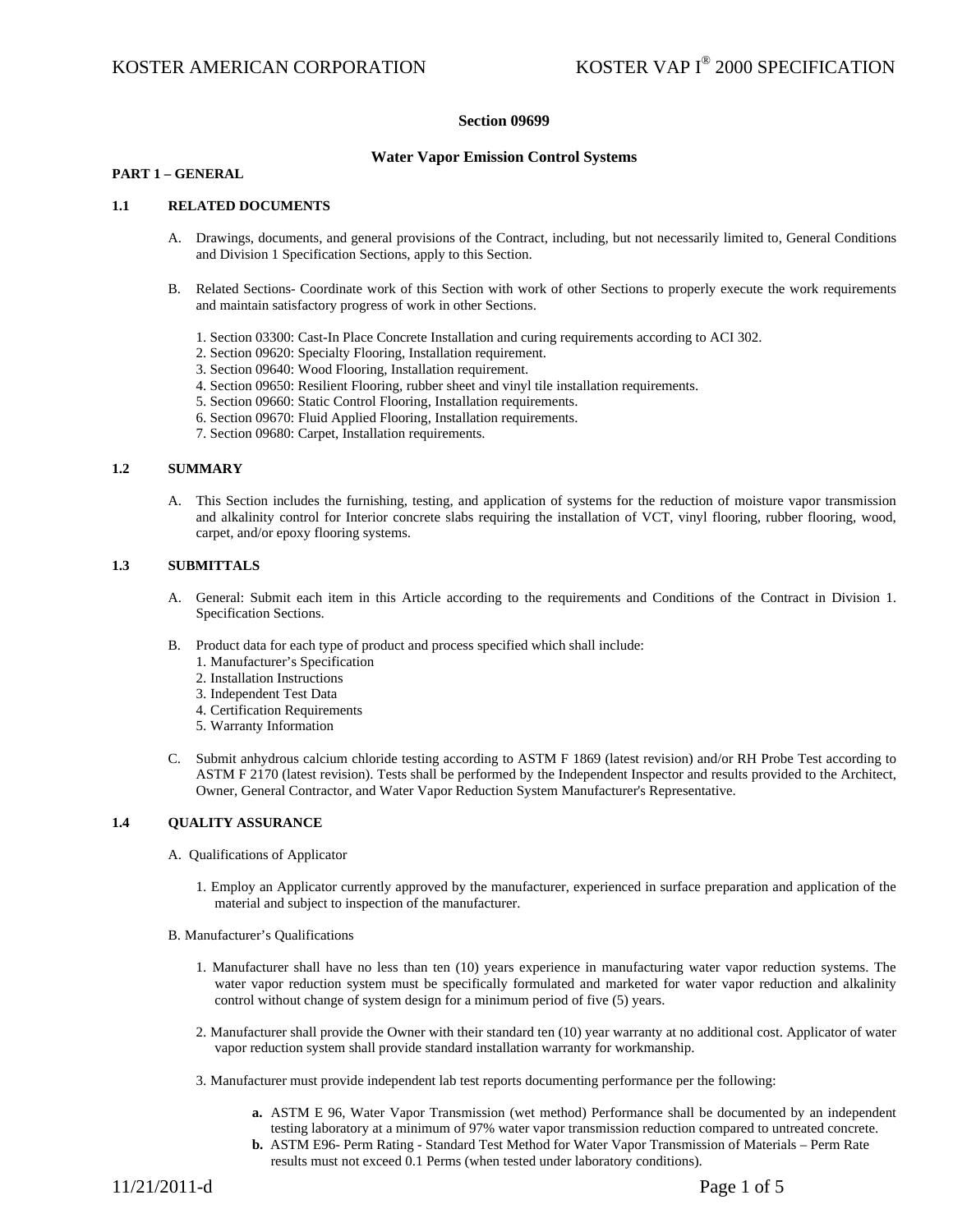## Section 09699

## Water Vapor Emission Control Systems

### PART 1 – GENERAL

#### 1.1 RELATED DOCUMENTS

A. Drawings, documents, and general provisions of the Contract, including, but not necessarily limited to, General Conditions and Division 1 Specification Sections, apply to this Section.

B. Related Sections- Coordinate work of this Section with work of other Sections to properly execute the work requirements and maintain satisfactory progress of work in other Sections.

1. Section 03300: Cast-In Place Concrete Installation and curing requirements according to ACI 302.
2. Section 09620: Specialty Flooring, Installation requirement.
3. Section 09640: Wood Flooring, Installation requirement.
4. Section 09650: Resilient Flooring, rubber sheet and vinyl tile installation requirements.
5. Section 09660: Static Control Flooring, Installation requirements.
6. Section 09670: Fluid Applied Flooring, Installation requirements.
7. Section 09680: Carpet, Installation requirements.

#### 1.2 SUMMARY

A. This Section includes the furnishing, testing, and application of systems for the reduction of moisture vapor transmission and alkalinity control for Interior concrete slabs requiring the installation of VCT, vinyl flooring, rubber flooring, wood, carpet, and/or epoxy flooring systems.

#### 1.3 SUBMITTALS

A. General: Submit each item in this Article according to the requirements and Conditions of the Contract in Division 1. Specification Sections.

B. Product data for each type of product and process specified which shall include:
1. Manufacturer's Specification
2. Installation Instructions
3. Independent Test Data
4. Certification Requirements
5. Warranty Information

C. Submit anhydrous calcium chloride testing according to ASTM F 1869 (latest revision) and/or RH Probe Test according to ASTM F 2170 (latest revision). Tests shall be performed by the Independent Inspector and results provided to the Architect, Owner, General Contractor, and Water Vapor Reduction System Manufacturer's Representative.

#### 1.4 QUALITY ASSURANCE

A. Qualifications of Applicator

1. Employ an Applicator currently approved by the manufacturer, experienced in surface preparation and application of the material and subject to inspection of the manufacturer.

B. Manufacturer's Qualifications

1. Manufacturer shall have no less than ten (10) years experience in manufacturing water vapor reduction systems. The water vapor reduction system must be specifically formulated and marketed for water vapor reduction and alkalinity control without change of system design for a minimum period of five (5) years.

2. Manufacturer shall provide the Owner with their standard ten (10) year warranty at no additional cost. Applicator of water vapor reduction system shall provide standard installation warranty for workmanship.

3. Manufacturer must provide independent lab test reports documenting performance per the following:

   **a.** ASTM E 96, Water Vapor Transmission (wet method) Performance shall be documented by an independent testing laboratory at a minimum of 97% water vapor transmission reduction compared to untreated concrete.
   **b.** ASTM E96- Perm Rating - Standard Test Method for Water Vapor Transmission of Materials – Perm Rate results must not exceed 0.1 Perms (when tested under laboratory conditions).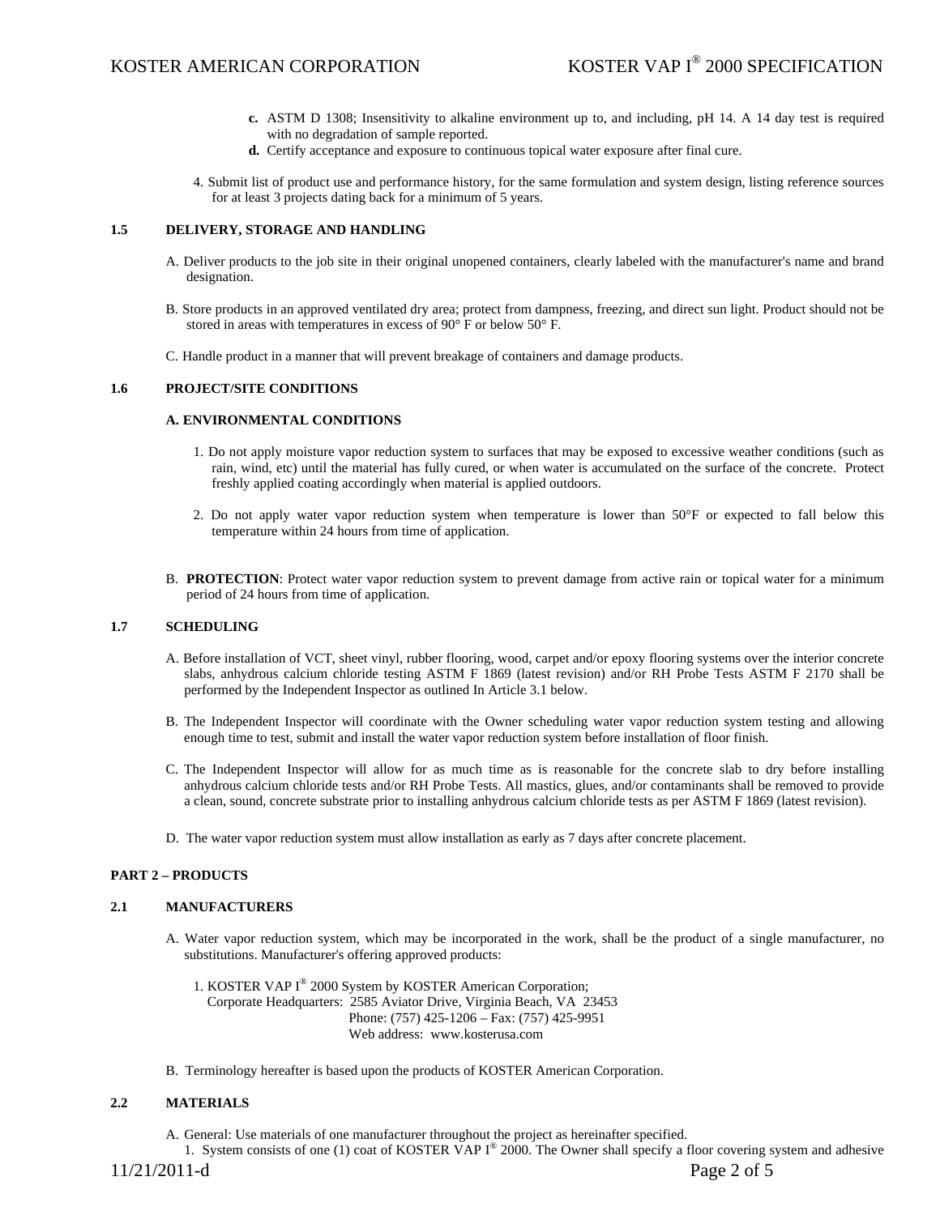c. ASTM D 1308; Insensitivity to alkaline environment up to, and including, pH 14. A 14 day test is required with no degradation of sample reported.
d. Certify acceptance and exposure to continuous topical water exposure after final cure.

4. Submit list of product use and performance history, for the same formulation and system design, listing reference sources for at least 3 projects dating back for a minimum of 5 years.

### 1.5 DELIVERY, STORAGE AND HANDLING

A. Deliver products to the job site in their original unopened containers, clearly labeled with the manufacturer's name and brand designation.

B. Store products in an approved ventilated dry area; protect from dampness, freezing, and direct sun light. Product should not be stored in areas with temperatures in excess of 90° F or below 50° F.

C. Handle product in a manner that will prevent breakage of containers and damage products.

### 1.6 PROJECT/SITE CONDITIONS

**A. ENVIRONMENTAL CONDITIONS**

1. Do not apply moisture vapor reduction system to surfaces that may be exposed to excessive weather conditions (such as rain, wind, etc) until the material has fully cured, or when water is accumulated on the surface of the concrete. Protect freshly applied coating accordingly when material is applied outdoors.

2. Do not apply water vapor reduction system when temperature is lower than 50°F or expected to fall below this temperature within 24 hours from time of application.

B. **PROTECTION**: Protect water vapor reduction system to prevent damage from active rain or topical water for a minimum period of 24 hours from time of application.

### 1.7 SCHEDULING

A. Before installation of VCT, sheet vinyl, rubber flooring, wood, carpet and/or epoxy flooring systems over the interior concrete slabs, anhydrous calcium chloride testing ASTM F 1869 (latest revision) and/or RH Probe Tests ASTM F 2170 shall be performed by the Independent Inspector as outlined In Article 3.1 below.

B. The Independent Inspector will coordinate with the Owner scheduling water vapor reduction system testing and allowing enough time to test, submit and install the water vapor reduction system before installation of floor finish.

C. The Independent Inspector will allow for as much time as is reasonable for the concrete slab to dry before installing anhydrous calcium chloride tests and/or RH Probe Tests. All mastics, glues, and/or contaminants shall be removed to provide a clean, sound, concrete substrate prior to installing anhydrous calcium chloride tests as per ASTM F 1869 (latest revision).

D. The water vapor reduction system must allow installation as early as 7 days after concrete placement.

## PART 2 – PRODUCTS

### 2.1 MANUFACTURERS

A. Water vapor reduction system, which may be incorporated in the work, shall be the product of a single manufacturer, no substitutions. Manufacturer's offering approved products:

1. KOSTER VAP I® 2000 System by KOSTER American Corporation;
   Corporate Headquarters: 2585 Aviator Drive, Virginia Beach, VA 23453
   Phone: (757) 425-1206 – Fax: (757) 425-9951
   Web address: www.kosterusa.com

B. Terminology hereafter is based upon the products of KOSTER American Corporation.

### 2.2 MATERIALS

A. General: Use materials of one manufacturer throughout the project as hereinafter specified.
1. System consists of one (1) coat of KOSTER VAP I® 2000. The Owner shall specify a floor covering system and adhesive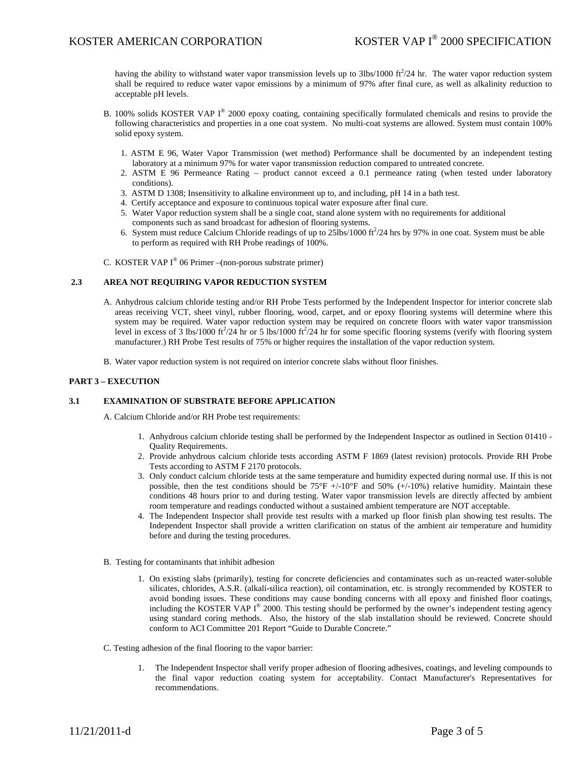having the ability to withstand water vapor transmission levels up to 3lbs/1000 $ft^2$/24 hr. The water vapor reduction system shall be required to reduce water vapor emissions by a minimum of 97% after final cure, as well as alkalinity reduction to acceptable pH levels.

B. 100% solids KOSTER VAP I® 2000 epoxy coating, containing specifically formulated chemicals and resins to provide the following characteristics and properties in a one coat system. No multi-coat systems are allowed. System must contain 100% solid epoxy system.

1. ASTM E 96, Water Vapor Transmission (wet method) Performance shall be documented by an independent testing laboratory at a minimum 97% for water vapor transmission reduction compared to untreated concrete.
2. ASTM E 96 Permeance Rating – product cannot exceed a 0.1 permeance rating (when tested under laboratory conditions).
3. ASTM D 1308; Insensitivity to alkaline environment up to, and including, pH 14 in a bath test.
4. Certify acceptance and exposure to continuous topical water exposure after final cure.
5. Water Vapor reduction system shall be a single coat, stand alone system with no requirements for additional components such as sand broadcast for adhesion of flooring systems.
6. System must reduce Calcium Chloride readings of up to 25lbs/1000 $ft^2$/24 hrs by 97% in one coat. System must be able to perform as required with RH Probe readings of 100%.

C. KOSTER VAP I® 06 Primer –(non-porous substrate primer)

### 2.3 AREA NOT REQUIRING VAPOR REDUCTION SYSTEM

A. Anhydrous calcium chloride testing and/or RH Probe Tests performed by the Independent Inspector for interior concrete slab areas receiving VCT, sheet vinyl, rubber flooring, wood, carpet, and or epoxy flooring systems will determine where this system may be required. Water vapor reduction system may be required on concrete floors with water vapor transmission level in excess of 3 lbs/1000 $ft^2$/24 hr or 5 lbs/1000 $ft^2$/24 hr for some specific flooring systems (verify with flooring system manufacturer.) RH Probe Test results of 75% or higher requires the installation of the vapor reduction system.

B. Water vapor reduction system is not required on interior concrete slabs without floor finishes.

## PART 3 – EXECUTION

### 3.1 EXAMINATION OF SUBSTRATE BEFORE APPLICATION

A. Calcium Chloride and/or RH Probe test requirements:

1. Anhydrous calcium chloride testing shall be performed by the Independent Inspector as outlined in Section 01410 - Quality Requirements.
2. Provide anhydrous calcium chloride tests according ASTM F 1869 (latest revision) protocols. Provide RH Probe Tests according to ASTM F 2170 protocols.
3. Only conduct calcium chloride tests at the same temperature and humidity expected during normal use. If this is not possible, then the test conditions should be 75°F +/-10°F and 50% (+/-10%) relative humidity. Maintain these conditions 48 hours prior to and during testing. Water vapor transmission levels are directly affected by ambient room temperature and readings conducted without a sustained ambient temperature are NOT acceptable.
4. The Independent Inspector shall provide test results with a marked up floor finish plan showing test results. The Independent Inspector shall provide a written clarification on status of the ambient air temperature and humidity before and during the testing procedures.

B. Testing for contaminants that inhibit adhesion

1. On existing slabs (primarily), testing for concrete deficiencies and contaminates such as un-reacted water-soluble silicates, chlorides, A.S.R. (alkali-silica reaction), oil contamination, etc. is strongly recommended by KOSTER to avoid bonding issues. These conditions may cause bonding concerns with all epoxy and finished floor coatings, including the KOSTER VAP I® 2000. This testing should be performed by the owner's independent testing agency using standard coring methods. Also, the history of the slab installation should be reviewed. Concrete should conform to ACI Committee 201 Report "Guide to Durable Concrete."

C. Testing adhesion of the final flooring to the vapor barrier:

1. The Independent Inspector shall verify proper adhesion of flooring adhesives, coatings, and leveling compounds to the final vapor reduction coating system for acceptability. Contact Manufacturer's Representatives for recommendations.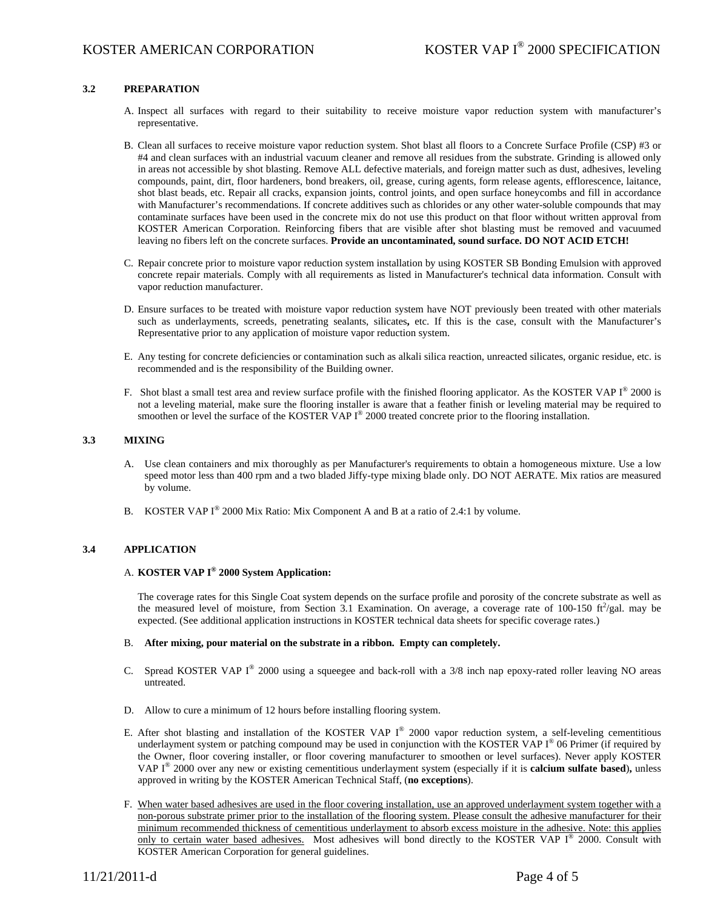### 3.2 PREPARATION

A. Inspect all surfaces with regard to their suitability to receive moisture vapor reduction system with manufacturer's representative.

B. Clean all surfaces to receive moisture vapor reduction system. Shot blast all floors to a Concrete Surface Profile (CSP) #3 or #4 and clean surfaces with an industrial vacuum cleaner and remove all residues from the substrate. Grinding is allowed only in areas not accessible by shot blasting. Remove ALL defective materials, and foreign matter such as dust, adhesives, leveling compounds, paint, dirt, floor hardeners, bond breakers, oil, grease, curing agents, form release agents, efflorescence, laitance, shot blast beads, etc. Repair all cracks, expansion joints, control joints, and open surface honeycombs and fill in accordance with Manufacturer's recommendations. If concrete additives such as chlorides or any other water-soluble compounds that may contaminate surfaces have been used in the concrete mix do not use this product on that floor without written approval from KOSTER American Corporation. Reinforcing fibers that are visible after shot blasting must be removed and vacuumed leaving no fibers left on the concrete surfaces. **Provide an uncontaminated, sound surface. DO NOT ACID ETCH!**

C. Repair concrete prior to moisture vapor reduction system installation by using KOSTER SB Bonding Emulsion with approved concrete repair materials. Comply with all requirements as listed in Manufacturer's technical data information. Consult with vapor reduction manufacturer.

D. Ensure surfaces to be treated with moisture vapor reduction system have NOT previously been treated with other materials such as underlayments, screeds, penetrating sealants, silicates**,** etc. If this is the case, consult with the Manufacturer's Representative prior to any application of moisture vapor reduction system.

E. Any testing for concrete deficiencies or contamination such as alkali silica reaction, unreacted silicates, organic residue, etc. is recommended and is the responsibility of the Building owner.

F. Shot blast a small test area and review surface profile with the finished flooring applicator. As the KOSTER VAP I® 2000 is not a leveling material, make sure the flooring installer is aware that a feather finish or leveling material may be required to smoothen or level the surface of the KOSTER VAP I® 2000 treated concrete prior to the flooring installation.

### 3.3 MIXING

A. Use clean containers and mix thoroughly as per Manufacturer's requirements to obtain a homogeneous mixture. Use a low speed motor less than 400 rpm and a two bladed Jiffy-type mixing blade only. DO NOT AERATE. Mix ratios are measured by volume.

B. KOSTER VAP I® 2000 Mix Ratio: Mix Component A and B at a ratio of 2.4:1 by volume.

### 3.4 APPLICATION

A. **KOSTER VAP I® 2000 System Application:**

The coverage rates for this Single Coat system depends on the surface profile and porosity of the concrete substrate as well as the measured level of moisture, from Section 3.1 Examination. On average, a coverage rate of 100-150 $ft^2$/gal. may be expected. (See additional application instructions in KOSTER technical data sheets for specific coverage rates.)

B. **After mixing, pour material on the substrate in a ribbon. Empty can completely.**

C. Spread KOSTER VAP I® 2000 using a squeegee and back-roll with a 3/8 inch nap epoxy-rated roller leaving NO areas untreated.

D. Allow to cure a minimum of 12 hours before installing flooring system.

E. After shot blasting and installation of the KOSTER VAP I® 2000 vapor reduction system, a self-leveling cementitious underlayment system or patching compound may be used in conjunction with the KOSTER VAP I® 06 Primer (if required by the Owner, floor covering installer, or floor covering manufacturer to smoothen or level surfaces). Never apply KOSTER VAP I® 2000 over any new or existing cementitious underlayment system (especially if it is **calcium sulfate based**)**,** unless approved in writing by the KOSTER American Technical Staff, (**no exceptions**).

F. When water based adhesives are used in the floor covering installation, use an approved underlayment system together with a non-porous substrate primer prior to the installation of the flooring system. Please consult the adhesive manufacturer for their minimum recommended thickness of cementitious underlayment to absorb excess moisture in the adhesive. Note: this applies only to certain water based adhesives. Most adhesives will bond directly to the KOSTER VAP I® 2000. Consult with KOSTER American Corporation for general guidelines.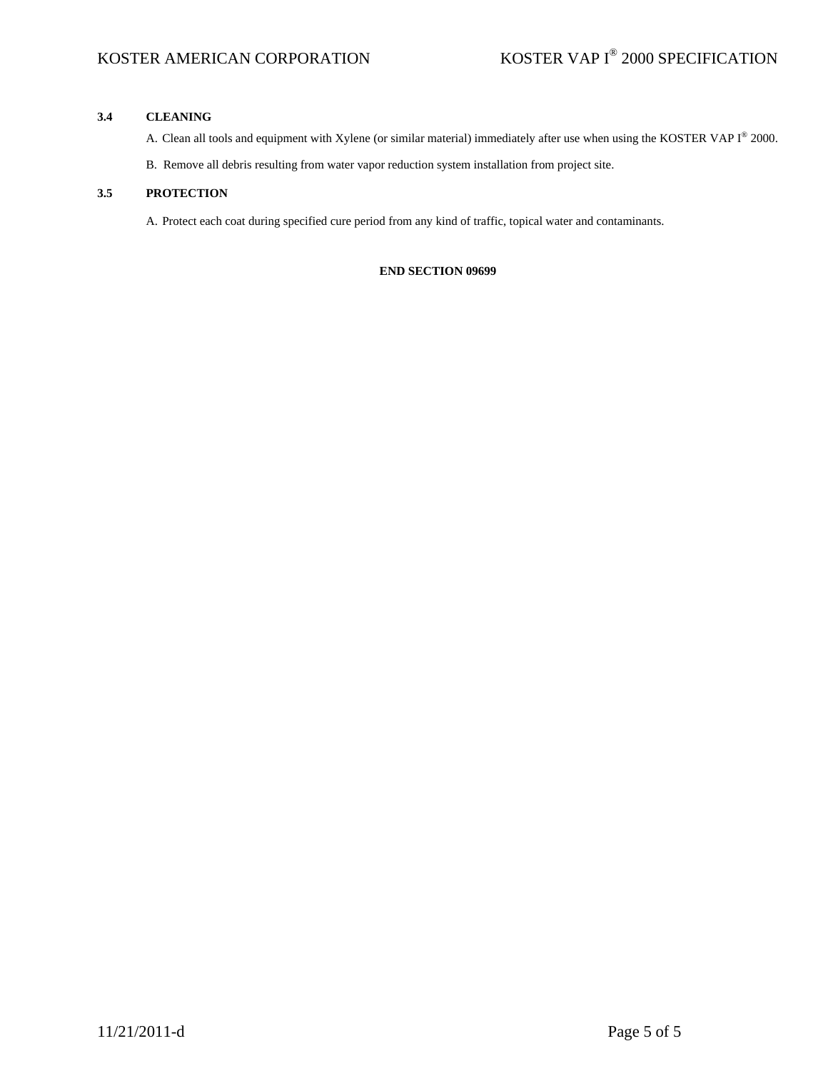### 3.4 CLEANING

A. Clean all tools and equipment with Xylene (or similar material) immediately after use when using the KOSTER VAP I® 2000.

B. Remove all debris resulting from water vapor reduction system installation from project site.

### 3.5 PROTECTION

A. Protect each coat during specified cure period from any kind of traffic, topical water and contaminants.

**END SECTION 09699**